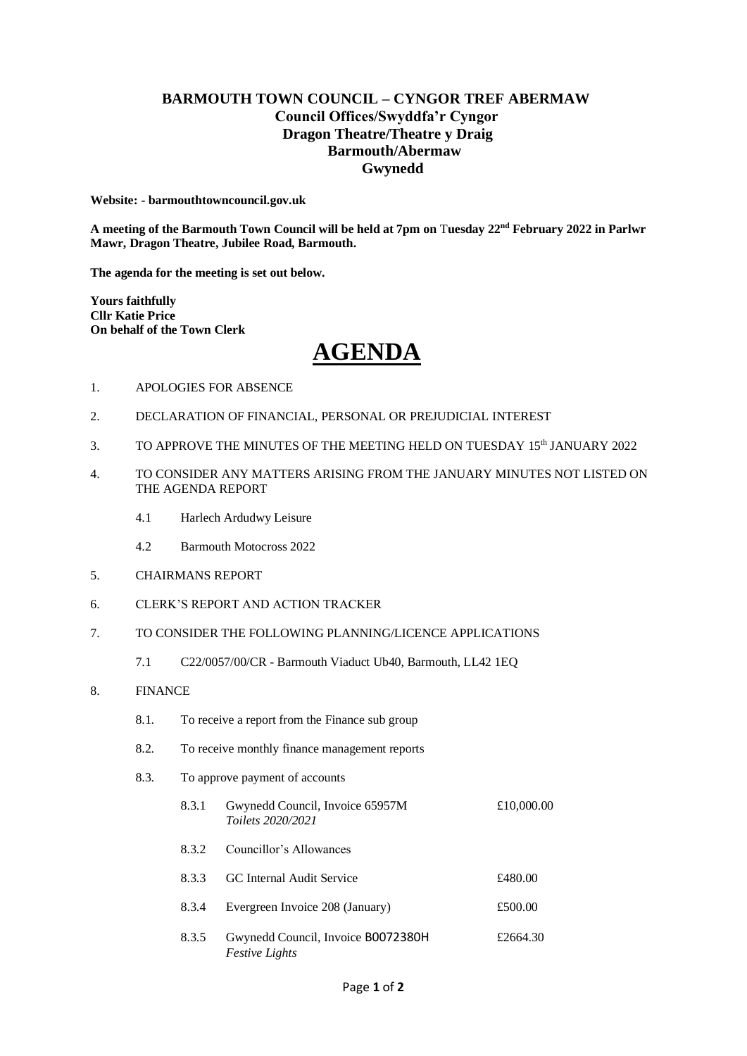**BARMOUTH TOWN COUNCIL – CYNGOR TREF ABERMAW**
**Council Offices/Swyddfa'r Cyngor**
**Dragon Theatre/Theatre y Draig**
**Barmouth/Abermaw**
**Gwynedd**

**Website: - barmouthtowncouncil.gov.uk**

**A meeting of the Barmouth Town Council will be held at 7pm on Tuesday 22nd February 2022 in Parlwr Mawr, Dragon Theatre, Jubilee Road, Barmouth.**

**The agenda for the meeting is set out below.**

**Yours faithfully**
**Cllr Katie Price**
**On behalf of the Town Clerk**

# AGENDA

1. APOLOGIES FOR ABSENCE

2. DECLARATION OF FINANCIAL, PERSONAL OR PREJUDICIAL INTEREST

3. TO APPROVE THE MINUTES OF THE MEETING HELD ON TUESDAY 15th JANUARY 2022

4. TO CONSIDER ANY MATTERS ARISING FROM THE JANUARY MINUTES NOT LISTED ON THE AGENDA REPORT

   4.1 Harlech Ardudwy Leisure

   4.2 Barmouth Motocross 2022

5. CHAIRMANS REPORT

6. CLERK'S REPORT AND ACTION TRACKER

7. TO CONSIDER THE FOLLOWING PLANNING/LICENCE APPLICATIONS

   7.1 C22/0057/00/CR - Barmouth Viaduct Ub40, Barmouth, LL42 1EQ

8. FINANCE

   8.1. To receive a report from the Finance sub group

   8.2. To receive monthly finance management reports

   8.3. To approve payment of accounts

| | | |
|---|---|---|
| 8.3.1 | Gwynedd Council, Invoice 65957M *Toilets 2020/2021* | £10,000.00 |
| 8.3.2 | Councillor's Allowances | |
| 8.3.3 | GC Internal Audit Service | £480.00 |
| 8.3.4 | Evergreen Invoice 208 (January) | £500.00 |
| 8.3.5 | Gwynedd Council, Invoice B0072380H *Festive Lights* | £2664.30 |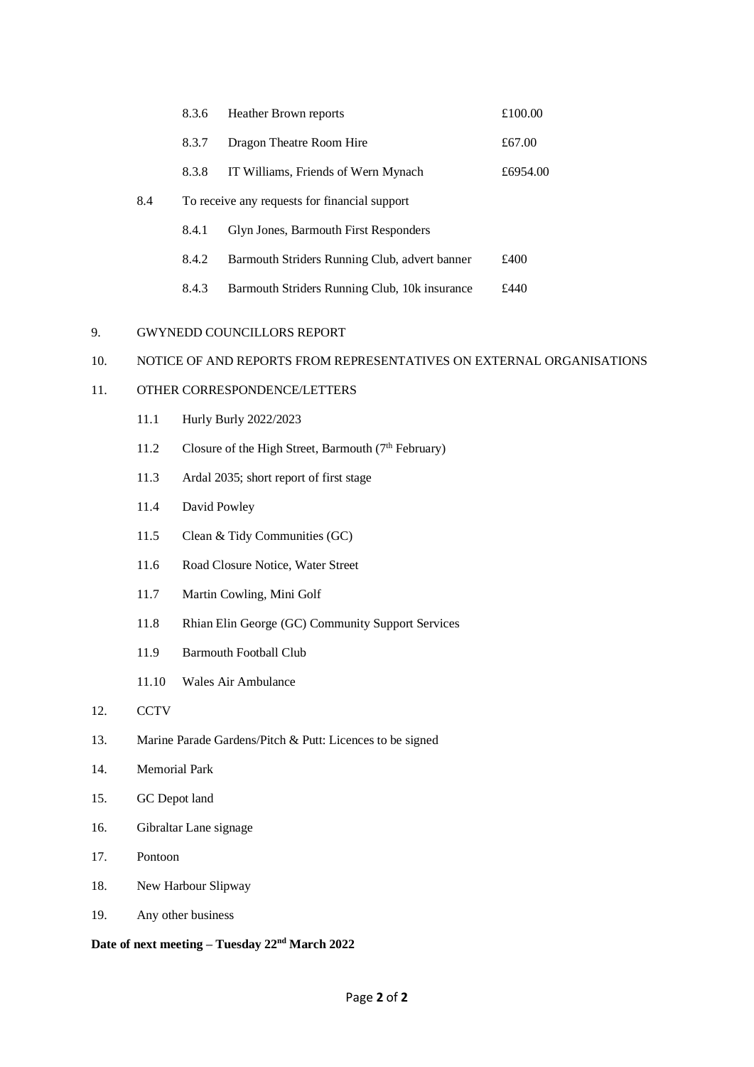8.3.6 Heather Brown reports £100.00

8.3.7 Dragon Theatre Room Hire £67.00

8.3.8 IT Williams, Friends of Wern Mynach £6954.00

8.4 To receive any requests for financial support

8.4.1 Glyn Jones, Barmouth First Responders

8.4.2 Barmouth Striders Running Club, advert banner £400

8.4.3 Barmouth Striders Running Club, 10k insurance £440

9. GWYNEDD COUNCILLORS REPORT

10. NOTICE OF AND REPORTS FROM REPRESENTATIVES ON EXTERNAL ORGANISATIONS

11. OTHER CORRESPONDENCE/LETTERS

11.1 Hurly Burly 2022/2023

11.2 Closure of the High Street, Barmouth (7th February)

11.3 Ardal 2035; short report of first stage

11.4 David Powley

11.5 Clean & Tidy Communities (GC)

11.6 Road Closure Notice, Water Street

11.7 Martin Cowling, Mini Golf

11.8 Rhian Elin George (GC) Community Support Services

11.9 Barmouth Football Club

11.10 Wales Air Ambulance

12. CCTV

13. Marine Parade Gardens/Pitch & Putt: Licences to be signed

14. Memorial Park

15. GC Depot land

16. Gibraltar Lane signage

17. Pontoon

18. New Harbour Slipway

19. Any other business

**Date of next meeting – Tuesday 22nd March 2022**